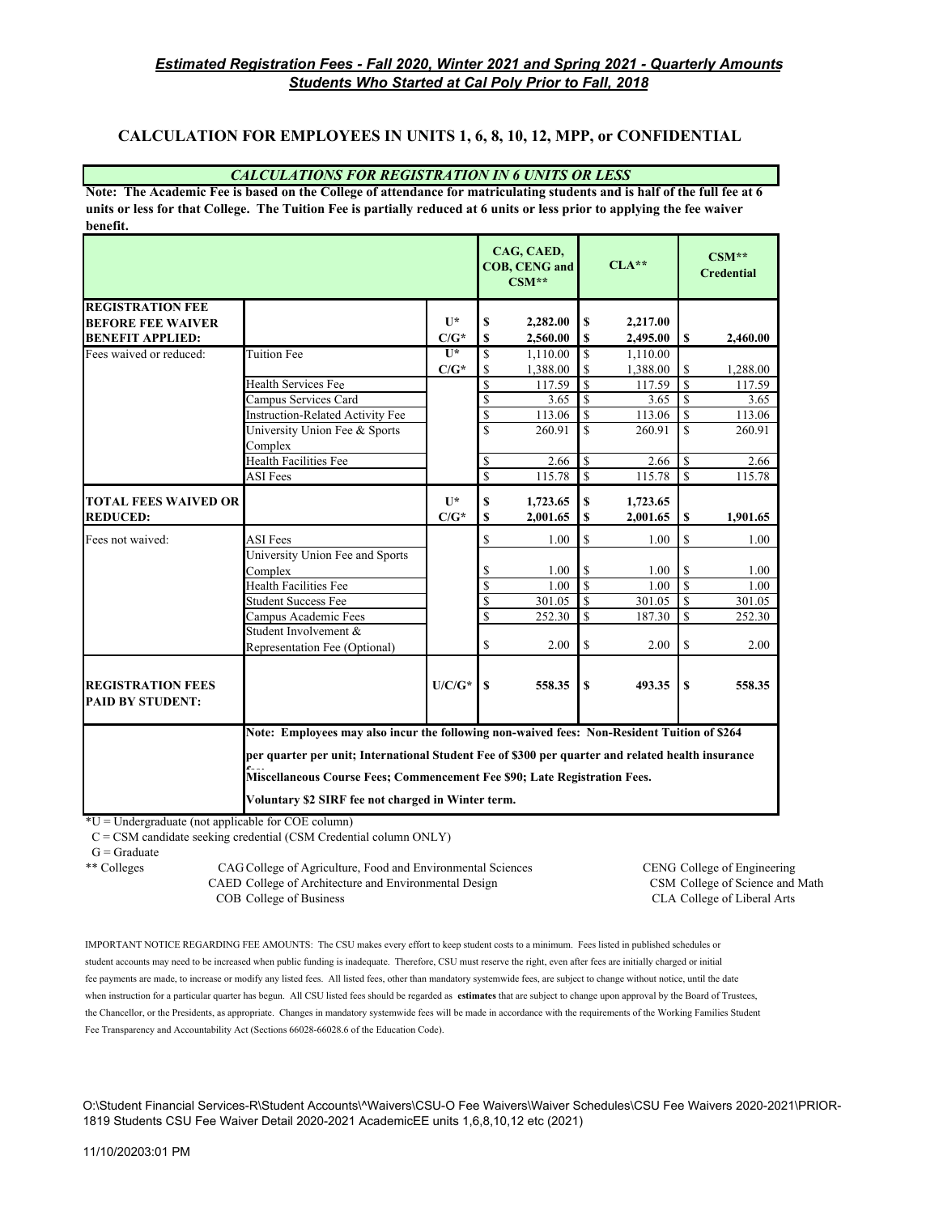***Estimated Registration Fees - Fall 2020, Winter 2021 and Spring 2021 - Quarterly Amounts***
***Students Who Started at Cal Poly Prior to Fall, 2018***

## CALCULATION FOR EMPLOYEES IN UNITS 1, 6, 8, 10, 12, MPP, or CONFIDENTIAL

***CALCULATIONS FOR REGISTRATION IN 6 UNITS OR LESS***

**Note: The Academic Fee is based on the College of attendance for matriculating students and is half of the full fee at 6 units or less for that College. The Tuition Fee is partially reduced at 6 units or less prior to applying the fee waiver benefit.**

| | | | CAG, CAED, COB, CENG and CSM** | CLA** | CSM** Credential |
|---|---|---|---|---|---|
| **REGISTRATION FEE BEFORE FEE WAIVER BENEFIT APPLIED:** | | U* | **$ 2,282.00** | **$ 2,217.00** | |
| | | C/G* | **$ 2,560.00** | **$ 2,495.00** | **$ 2,460.00** |
| Fees waived or reduced: | Tuition Fee | U* | $ 1,110.00 | $ 1,110.00 | |
| | | C/G* | $ 1,388.00 | $ 1,388.00 | $ 1,288.00 |
| | Health Services Fee | | $ 117.59 | $ 117.59 | $ 117.59 |
| | Campus Services Card | | $ 3.65 | $ 3.65 | $ 3.65 |
| | Instruction-Related Activity Fee | | $ 113.06 | $ 113.06 | $ 113.06 |
| | University Union Fee & Sports Complex | | $ 260.91 | $ 260.91 | $ 260.91 |
| | Health Facilities Fee | | $ 2.66 | $ 2.66 | $ 2.66 |
| | ASI Fees | | $ 115.78 | $ 115.78 | $ 115.78 |
| **TOTAL FEES WAIVED OR REDUCED:** | | U* | **$ 1,723.65** | **$ 1,723.65** | |
| | | C/G* | **$ 2,001.65** | **$ 2,001.65** | **$ 1,901.65** |
| Fees not waived: | ASI Fees | | $ 1.00 | $ 1.00 | $ 1.00 |
| | University Union Fee and Sports Complex | | $ 1.00 | $ 1.00 | $ 1.00 |
| | Health Facilities Fee | | $ 1.00 | $ 1.00 | $ 1.00 |
| | Student Success Fee | | $ 301.05 | $ 301.05 | $ 301.05 |
| | Campus Academic Fees | | $ 252.30 | $ 187.30 | $ 252.30 |
| | Student Involvement & Representation Fee (Optional) | | $ 2.00 | $ 2.00 | $ 2.00 |
| **REGISTRATION FEES PAID BY STUDENT:** | | U/C/G* | **$ 558.35** | **$ 493.35** | **$ 558.35** |

**Note: Employees may also incur the following non-waived fees: Non-Resident Tuition of $264 per quarter per unit; International Student Fee of $300 per quarter and related health insurance fees; Miscellaneous Course Fees; Commencement Fee $90; Late Registration Fees.**

**Voluntary $2 SIRF fee not charged in Winter term.**

*U = Undergraduate (not applicable for COE column)
C = CSM candidate seeking credential (CSM Credential column ONLY)
G = Graduate

** Colleges
- CAG College of Agriculture, Food and Environmental Sciences
- CAED College of Architecture and Environmental Design
- COB College of Business
- CENG College of Engineering
- CSM College of Science and Math
- CLA College of Liberal Arts

IMPORTANT NOTICE REGARDING FEE AMOUNTS: The CSU makes every effort to keep student costs to a minimum. Fees listed in published schedules or student accounts may need to be increased when public funding is inadequate. Therefore, CSU must reserve the right, even after fees are initially charged or initial fee payments are made, to increase or modify any listed fees. All listed fees, other than mandatory systemwide fees, are subject to change without notice, until the date when instruction for a particular quarter has begun. All CSU listed fees should be regarded as **estimates** that are subject to change upon approval by the Board of Trustees, the Chancellor, or the Presidents, as appropriate. Changes in mandatory systemwide fees will be made in accordance with the requirements of the Working Families Student Fee Transparency and Accountability Act (Sections 66028-66028.6 of the Education Code).

O:\Student Financial Services-R\Student Accounts\^Waivers\CSU-O Fee Waivers\Waiver Schedules\CSU Fee Waivers 2020-2021\PRIOR-1819 Students CSU Fee Waiver Detail 2020-2021 AcademicEE units 1,6,8,10,12 etc (2021)

11/10/20203:01 PM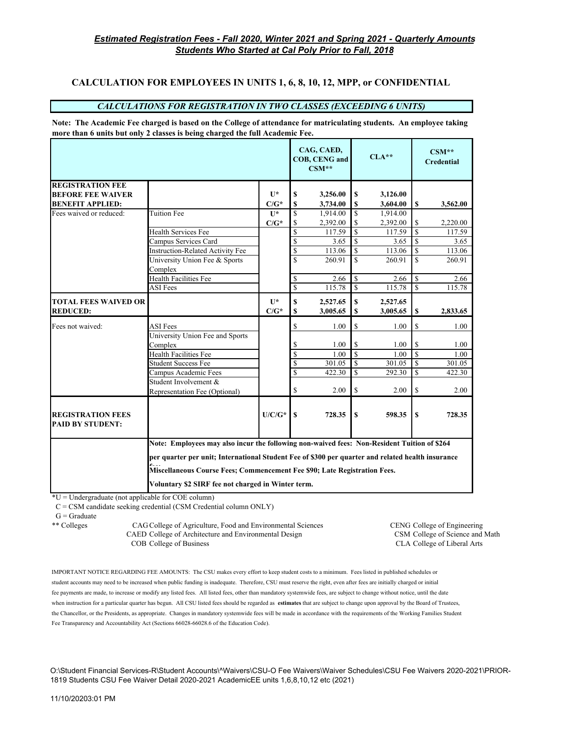## *Estimated Registration Fees - Fall 2020, Winter 2021 and Spring 2021 - Quarterly Amounts*
## *Students Who Started at Cal Poly Prior to Fall, 2018*

### CALCULATION FOR EMPLOYEES IN UNITS 1, 6, 8, 10, 12, MPP, or CONFIDENTIAL

***CALCULATIONS FOR REGISTRATION IN TWO CLASSES (EXCEEDING 6 UNITS)***

**Note: The Academic Fee charged is based on the College of attendance for matriculating students. An employee taking more than 6 units but only 2 classes is being charged the full Academic Fee.**

| | | | CAG, CAED, COB, CENG and CSM** | CLA** | CSM** Credential |
|---|---|---|---|---|---|
| **REGISTRATION FEE BEFORE FEE WAIVER BENEFIT APPLIED:** | | **U*** | **$ 3,256.00** | **$ 3,126.00** | |
| | | **C/G*** | **$ 3,734.00** | **$ 3,604.00** | **$ 3,562.00** |
| Fees waived or reduced: | Tuition Fee | **U*** | $ 1,914.00 | $ 1,914.00 | |
| | | **C/G*** | $ 2,392.00 | $ 2,392.00 | $ 2,220.00 |
| | Health Services Fee | | $ 117.59 | $ 117.59 | $ 117.59 |
| | Campus Services Card | | $ 3.65 | $ 3.65 | $ 3.65 |
| | Instruction-Related Activity Fee | | $ 113.06 | $ 113.06 | $ 113.06 |
| | University Union Fee & Sports Complex | | $ 260.91 | $ 260.91 | $ 260.91 |
| | Health Facilities Fee | | $ 2.66 | $ 2.66 | $ 2.66 |
| | ASI Fees | | $ 115.78 | $ 115.78 | $ 115.78 |
| **TOTAL FEES WAIVED OR REDUCED:** | | **U*** | **$ 2,527.65** | **$ 2,527.65** | |
| | | **C/G*** | **$ 3,005.65** | **$ 3,005.65** | **$ 2,833.65** |
| Fees not waived: | ASI Fees | | $ 1.00 | $ 1.00 | $ 1.00 |
| | University Union Fee and Sports Complex | | $ 1.00 | $ 1.00 | $ 1.00 |
| | Health Facilities Fee | | $ 1.00 | $ 1.00 | $ 1.00 |
| | Student Success Fee | | $ 301.05 | $ 301.05 | $ 301.05 |
| | Campus Academic Fees | | $ 422.30 | $ 292.30 | $ 422.30 |
| | Student Involvement & Representation Fee (Optional) | | $ 2.00 | $ 2.00 | $ 2.00 |
| **REGISTRATION FEES PAID BY STUDENT:** | | **U/C/G*** | **$ 728.35** | **$ 598.35** | **$ 728.35** |

**Note: Employees may also incur the following non-waived fees: Non-Resident Tuition of $264 per quarter per unit; International Student Fee of $300 per quarter and related health insurance fees**

**Miscellaneous Course Fees; Commencement Fee $90; Late Registration Fees.**

**Voluntary $2 SIRF fee not charged in Winter term.**

*U = Undergraduate (not applicable for COE column)
C = CSM candidate seeking credential (CSM Credential column ONLY)
G = Graduate

** Colleges
- CAG College of Agriculture, Food and Environmental Sciences
- CAED College of Architecture and Environmental Design
- COB College of Business
- CENG College of Engineering
- CSM College of Science and Math
- CLA College of Liberal Arts

IMPORTANT NOTICE REGARDING FEE AMOUNTS: The CSU makes every effort to keep student costs to a minimum. Fees listed in published schedules or student accounts may need to be increased when public funding is inadequate. Therefore, CSU must reserve the right, even after fees are initially charged or initial fee payments are made, to increase or modify any listed fees. All listed fees, other than mandatory systemwide fees, are subject to change without notice, until the date when instruction for a particular quarter has begun. All CSU listed fees should be regarded as **estimates** that are subject to change upon approval by the Board of Trustees, the Chancellor, or the Presidents, as appropriate. Changes in mandatory systemwide fees will be made in accordance with the requirements of the Working Families Student Fee Transparency and Accountability Act (Sections 66028-66028.6 of the Education Code).

O:\Student Financial Services-R\Student Accounts\^Waivers\CSU-O Fee Waivers\Waiver Schedules\CSU Fee Waivers 2020-2021\PRIOR-1819 Students CSU Fee Waiver Detail 2020-2021 AcademicEE units 1,6,8,10,12 etc (2021)

11/10/20203:01 PM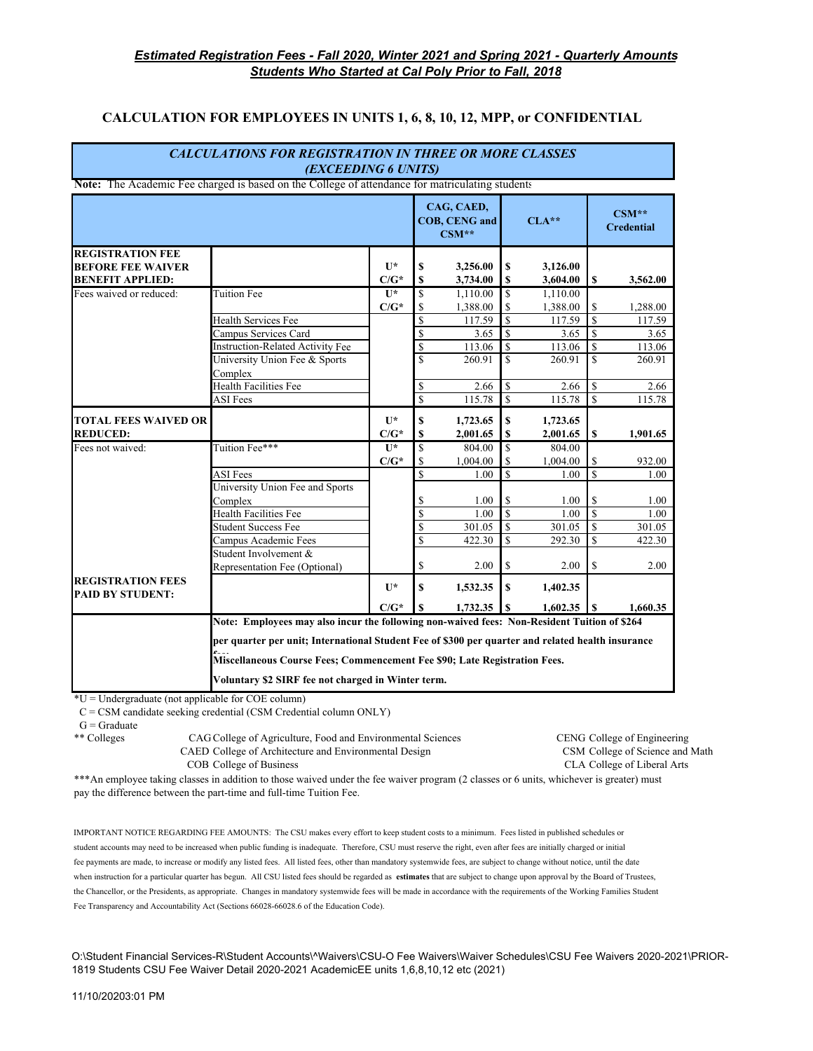***Estimated Registration Fees - Fall 2020, Winter 2021 and Spring 2021 - Quarterly Amounts***
***Students Who Started at Cal Poly Prior to Fall, 2018***

## CALCULATION FOR EMPLOYEES IN UNITS 1, 6, 8, 10, 12, MPP, or CONFIDENTIAL

***CALCULATIONS FOR REGISTRATION IN THREE OR MORE CLASSES (EXCEEDING 6 UNITS)***

**Note:** The Academic Fee charged is based on the College of attendance for matriculating students

| | | | CAG, CAED, COB, CENG and CSM** | CLA** | CSM** Credential |
|---|---|---|---|---|---|
| **REGISTRATION FEE BEFORE FEE WAIVER BENEFIT APPLIED:** | | U* | $ 3,256.00 | $ 3,126.00 | |
| | | C/G* | $ 3,734.00 | $ 3,604.00 | $ 3,562.00 |
| Fees waived or reduced: | Tuition Fee | U* | $ 1,110.00 | $ 1,110.00 | |
| | | C/G* | $ 1,388.00 | $ 1,388.00 | $ 1,288.00 |
| | Health Services Fee | | $ 117.59 | $ 117.59 | $ 117.59 |
| | Campus Services Card | | $ 3.65 | $ 3.65 | $ 3.65 |
| | Instruction-Related Activity Fee | | $ 113.06 | $ 113.06 | $ 113.06 |
| | University Union Fee & Sports Complex | | $ 260.91 | $ 260.91 | $ 260.91 |
| | Health Facilities Fee | | $ 2.66 | $ 2.66 | $ 2.66 |
| | ASI Fees | | $ 115.78 | $ 115.78 | $ 115.78 |
| **TOTAL FEES WAIVED OR REDUCED:** | | U* | $ 1,723.65 | $ 1,723.65 | |
| | | C/G* | $ 2,001.65 | $ 2,001.65 | $ 1,901.65 |
| Fees not waived: | Tuition Fee*** | U* | $ 804.00 | $ 804.00 | |
| | | C/G* | $ 1,004.00 | $ 1,004.00 | $ 932.00 |
| | ASI Fees | | $ 1.00 | $ 1.00 | $ 1.00 |
| | University Union Fee and Sports Complex | | $ 1.00 | $ 1.00 | $ 1.00 |
| | Health Facilities Fee | | $ 1.00 | $ 1.00 | $ 1.00 |
| | Student Success Fee | | $ 301.05 | $ 301.05 | $ 301.05 |
| | Campus Academic Fees | | $ 422.30 | $ 292.30 | $ 422.30 |
| | Student Involvement & Representation Fee (Optional) | | $ 2.00 | $ 2.00 | $ 2.00 |
| **REGISTRATION FEES PAID BY STUDENT:** | | U* | $ 1,532.35 | $ 1,402.35 | |
| | | C/G* | $ 1,732.35 | $ 1,602.35 | $ 1,660.35 |

**Note: Employees may also incur the following non-waived fees: Non-Resident Tuition of $264 per quarter per unit; International Student Fee of $300 per quarter and related health insurance fees; Miscellaneous Course Fees; Commencement Fee $90; Late Registration Fees.**

**Voluntary $2 SIRF fee not charged in Winter term.**

*U = Undergraduate (not applicable for COE column)
C = CSM candidate seeking credential (CSM Credential column ONLY)
G = Graduate

** Colleges
CAG College of Agriculture, Food and Environmental Sciences
CAED College of Architecture and Environmental Design
COB College of Business
CENG College of Engineering
CSM College of Science and Math
CLA College of Liberal Arts

***An employee taking classes in addition to those waived under the fee waiver program (2 classes or 6 units, whichever is greater) must pay the difference between the part-time and full-time Tuition Fee.

IMPORTANT NOTICE REGARDING FEE AMOUNTS: The CSU makes every effort to keep student costs to a minimum. Fees listed in published schedules or student accounts may need to be increased when public funding is inadequate. Therefore, CSU must reserve the right, even after fees are initially charged or initial fee payments are made, to increase or modify any listed fees. All listed fees, other than mandatory systemwide fees, are subject to change without notice, until the date when instruction for a particular quarter has begun. All CSU listed fees should be regarded as **estimates** that are subject to change upon approval by the Board of Trustees, the Chancellor, or the Presidents, as appropriate. Changes in mandatory systemwide fees will be made in accordance with the requirements of the Working Families Student Fee Transparency and Accountability Act (Sections 66028-66028.6 of the Education Code).

O:\Student Financial Services-R\Student Accounts\^Waivers\CSU-O Fee Waivers\Waiver Schedules\CSU Fee Waivers 2020-2021\PRIOR-1819 Students CSU Fee Waiver Detail 2020-2021 AcademicEE units 1,6,8,10,12 etc (2021)

11/10/20203:01 PM